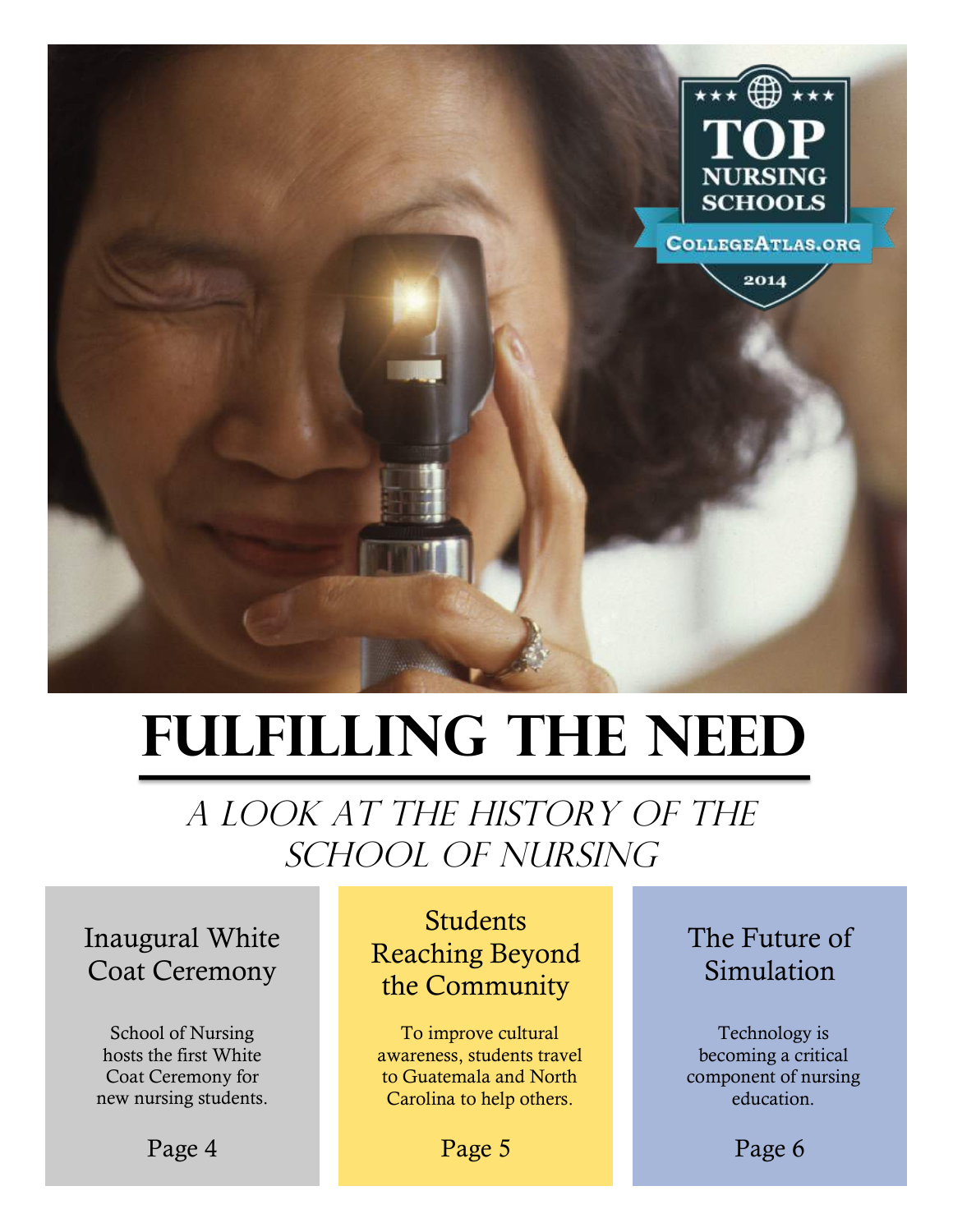# FULFILLING THE NEED

## *A LOOK AT THE HISTORY OF THE SCHOOL OF NURSING*

### Inaugural White Coat Ceremony

School of Nursing hosts the first White Coat Ceremony for new nursing students.

Page 4

### Students Reaching Beyond the Community

To improve cultural awareness, students travel to Guatemala and North Carolina to help others.

Page 5

### The Future of Simulation

Technology is becoming a critical component of nursing education.

Page 6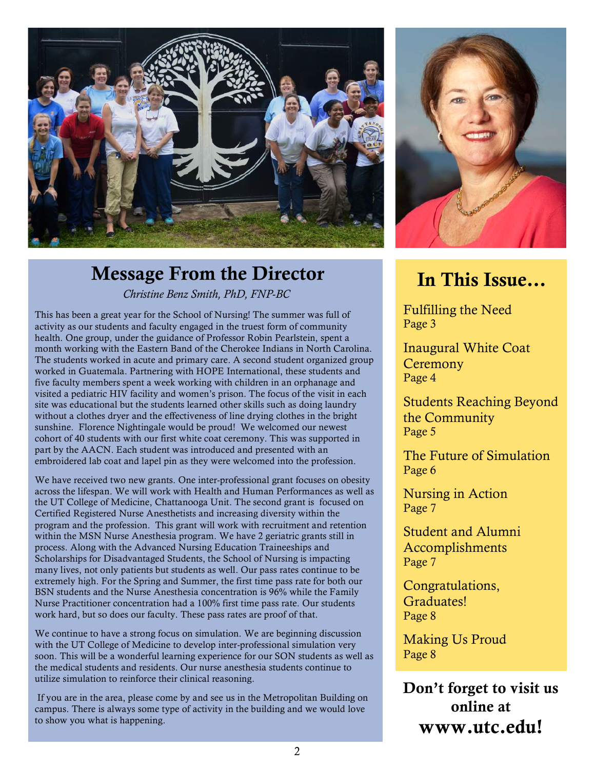## Message From the Director

*Christine Benz Smith, PhD, FNP-BC*

This has been a great year for the School of Nursing! The summer was full of activity as our students and faculty engaged in the truest form of community health. One group, under the guidance of Professor Robin Pearlstein, spent a month working with the Eastern Band of the Cherokee Indians in North Carolina. The students worked in acute and primary care. A second student organized group worked in Guatemala. Partnering with HOPE International, these students and five faculty members spent a week working with children in an orphanage and visited a pediatric HIV facility and women's prison. The focus of the visit in each site was educational but the students learned other skills such as doing laundry without a clothes dryer and the effectiveness of line drying clothes in the bright sunshine. Florence Nightingale would be proud! We welcomed our newest cohort of 40 students with our first white coat ceremony. This was supported in part by the AACN. Each student was introduced and presented with an embroidered lab coat and lapel pin as they were welcomed into the profession.

We have received two new grants. One inter-professional grant focuses on obesity across the lifespan. We will work with Health and Human Performances as well as the UT College of Medicine, Chattanooga Unit. The second grant is focused on Certified Registered Nurse Anesthetists and increasing diversity within the program and the profession. This grant will work with recruitment and retention within the MSN Nurse Anesthesia program. We have 2 geriatric grants still in process. Along with the Advanced Nursing Education Traineeships and Scholarships for Disadvantaged Students, the School of Nursing is impacting many lives, not only patients but students as well. Our pass rates continue to be extremely high. For the Spring and Summer, the first time pass rate for both our BSN students and the Nurse Anesthesia concentration is 96% while the Family Nurse Practitioner concentration had a 100% first time pass rate. Our students work hard, but so does our faculty. These pass rates are proof of that.

We continue to have a strong focus on simulation. We are beginning discussion with the UT College of Medicine to develop inter-professional simulation very soon. This will be a wonderful learning experience for our SON students as well as the medical students and residents. Our nurse anesthesia students continue to utilize simulation to reinforce their clinical reasoning.

If you are in the area, please come by and see us in the Metropolitan Building on campus. There is always some type of activity in the building and we would love to show you what is happening.

## In This Issue…

Fulfilling the Need
Page 3

Inaugural White Coat Ceremony
Page 4

Students Reaching Beyond the Community
Page 5

The Future of Simulation
Page 6

Nursing in Action
Page 7

Student and Alumni Accomplishments
Page 7

Congratulations, Graduates!
Page 8

Making Us Proud
Page 8

**Don't forget to visit us online at www.utc.edu!**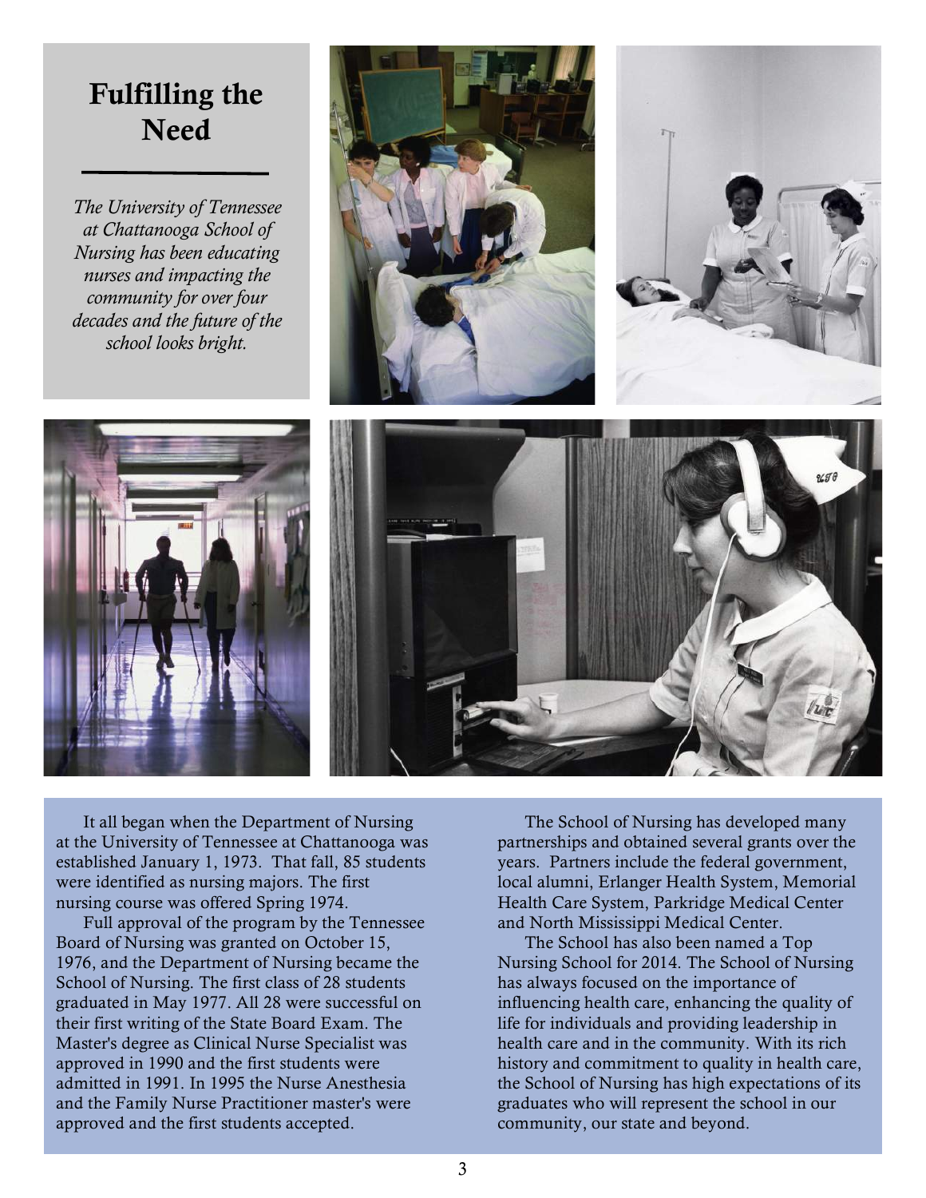# Fulfilling the Need

*The University of Tennessee at Chattanooga School of Nursing has been educating nurses and impacting the community for over four decades and the future of the school looks bright.*

It all began when the Department of Nursing at the University of Tennessee at Chattanooga was established January 1, 1973. That fall, 85 students were identified as nursing majors. The first nursing course was offered Spring 1974.

Full approval of the program by the Tennessee Board of Nursing was granted on October 15, 1976, and the Department of Nursing became the School of Nursing. The first class of 28 students graduated in May 1977. All 28 were successful on their first writing of the State Board Exam. The Master's degree as Clinical Nurse Specialist was approved in 1990 and the first students were admitted in 1991. In 1995 the Nurse Anesthesia and the Family Nurse Practitioner master's were approved and the first students accepted.

The School of Nursing has developed many partnerships and obtained several grants over the years. Partners include the federal government, local alumni, Erlanger Health System, Memorial Health Care System, Parkridge Medical Center and North Mississippi Medical Center.

The School has also been named a Top Nursing School for 2014. The School of Nursing has always focused on the importance of influencing health care, enhancing the quality of life for individuals and providing leadership in health care and in the community. With its rich history and commitment to quality in health care, the School of Nursing has high expectations of its graduates who will represent the school in our community, our state and beyond.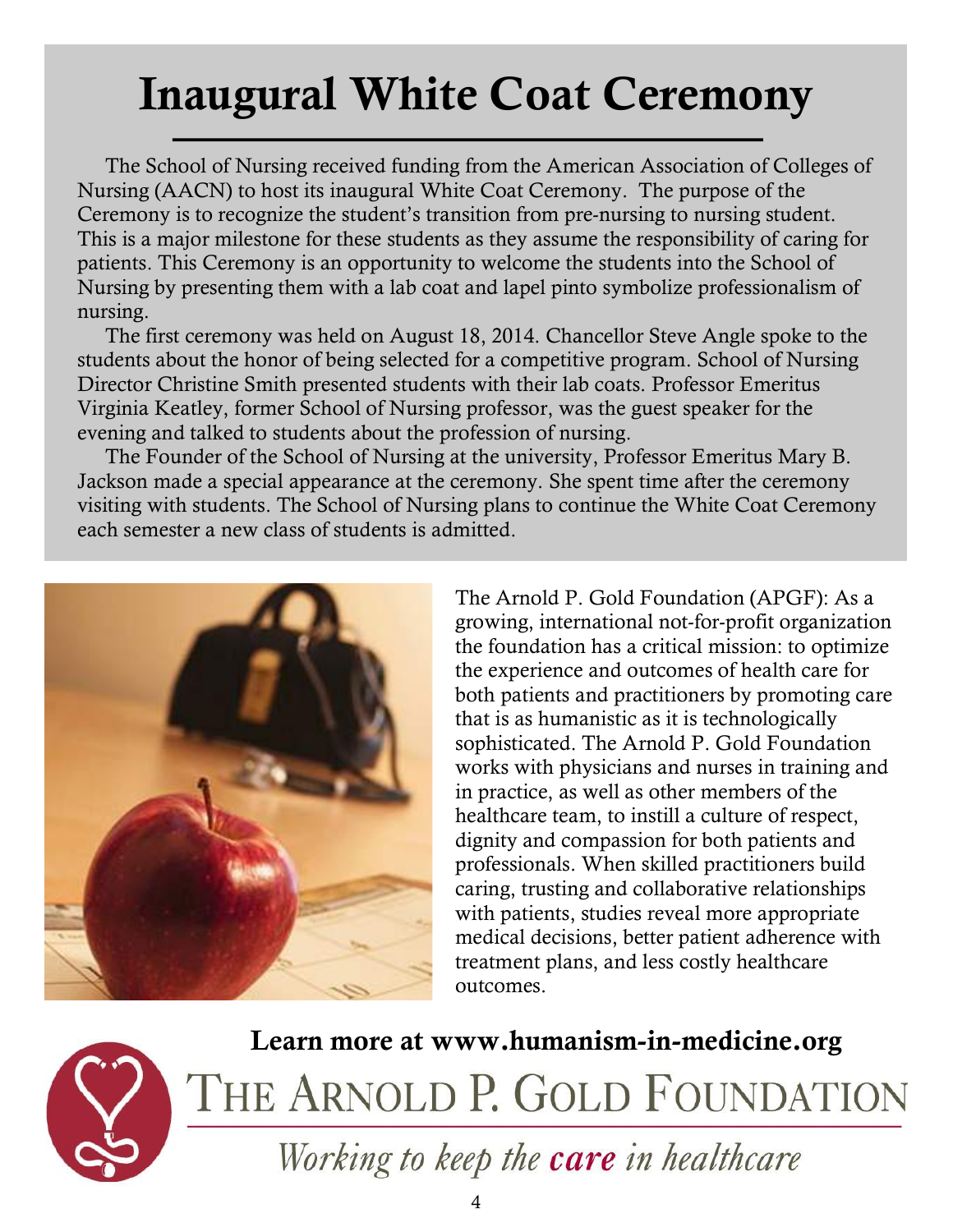# Inaugural White Coat Ceremony

The School of Nursing received funding from the American Association of Colleges of Nursing (AACN) to host its inaugural White Coat Ceremony. The purpose of the Ceremony is to recognize the student's transition from pre-nursing to nursing student. This is a major milestone for these students as they assume the responsibility of caring for patients. This Ceremony is an opportunity to welcome the students into the School of Nursing by presenting them with a lab coat and lapel pinto symbolize professionalism of nursing.

The first ceremony was held on August 18, 2014. Chancellor Steve Angle spoke to the students about the honor of being selected for a competitive program. School of Nursing Director Christine Smith presented students with their lab coats. Professor Emeritus Virginia Keatley, former School of Nursing professor, was the guest speaker for the evening and talked to students about the profession of nursing.

The Founder of the School of Nursing at the university, Professor Emeritus Mary B. Jackson made a special appearance at the ceremony. She spent time after the ceremony visiting with students. The School of Nursing plans to continue the White Coat Ceremony each semester a new class of students is admitted.

The Arnold P. Gold Foundation (APGF): As a growing, international not-for-profit organization the foundation has a critical mission: to optimize the experience and outcomes of health care for both patients and practitioners by promoting care that is as humanistic as it is technologically sophisticated. The Arnold P. Gold Foundation works with physicians and nurses in training and in practice, as well as other members of the healthcare team, to instill a culture of respect, dignity and compassion for both patients and professionals. When skilled practitioners build caring, trusting and collaborative relationships with patients, studies reveal more appropriate medical decisions, better patient adherence with treatment plans, and less costly healthcare outcomes.

**Learn more at www.humanism-in-medicine.org**

THE ARNOLD P. GOLD FOUNDATION

*Working to keep the* ***care*** *in healthcare*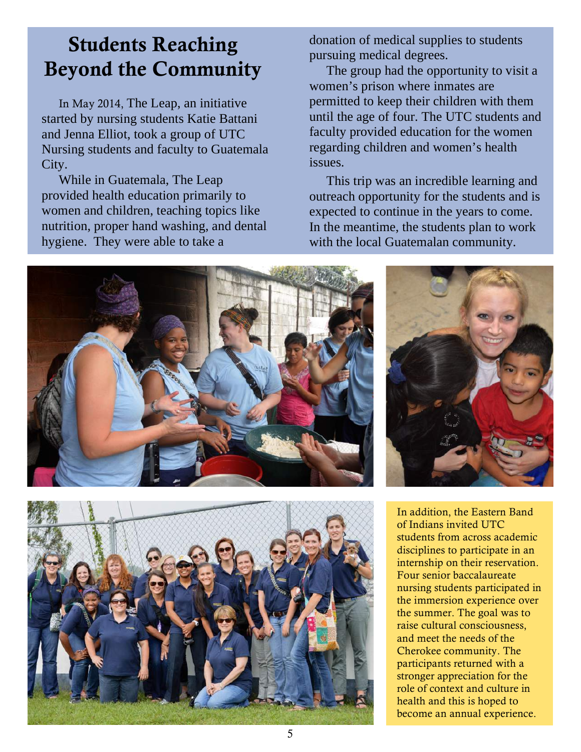# Students Reaching Beyond the Community

In May 2014, The Leap, an initiative started by nursing students Katie Battani and Jenna Elliot, took a group of UTC Nursing students and faculty to Guatemala City.

While in Guatemala, The Leap provided health education primarily to women and children, teaching topics like nutrition, proper hand washing, and dental hygiene. They were able to take a donation of medical supplies to students pursuing medical degrees.

The group had the opportunity to visit a women's prison where inmates are permitted to keep their children with them until the age of four. The UTC students and faculty provided education for the women regarding children and women's health issues.

This trip was an incredible learning and outreach opportunity for the students and is expected to continue in the years to come. In the meantime, the students plan to work with the local Guatemalan community.

In addition, the Eastern Band of Indians invited UTC students from across academic disciplines to participate in an internship on their reservation. Four senior baccalaureate nursing students participated in the immersion experience over the summer. The goal was to raise cultural consciousness, and meet the needs of the Cherokee community. The participants returned with a stronger appreciation for the role of context and culture in health and this is hoped to become an annual experience.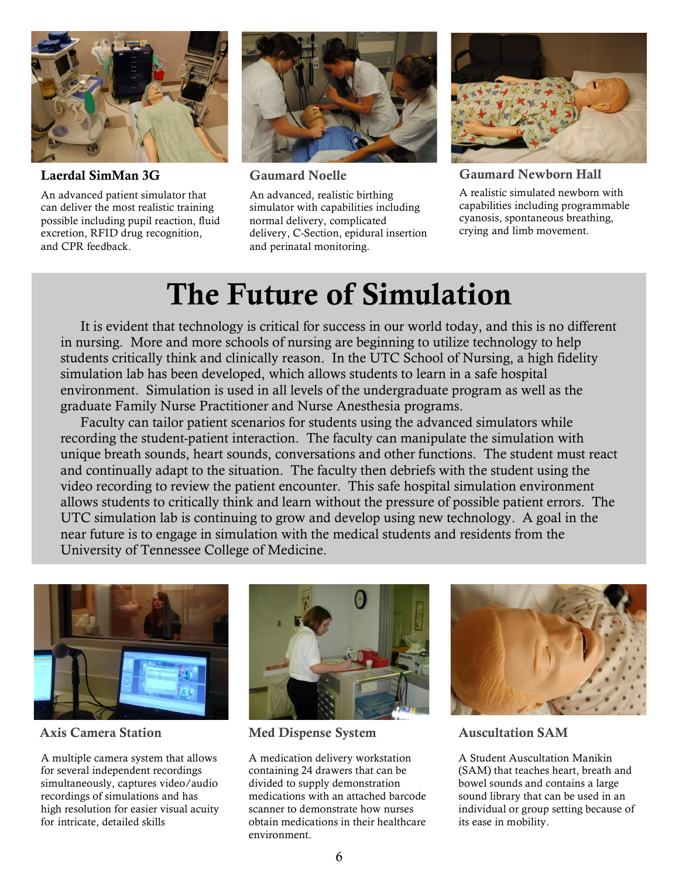### Laerdal SimMan 3G

An advanced patient simulator that can deliver the most realistic training possible including pupil reaction, fluid excretion, RFID drug recognition, and CPR feedback.

### Gaumard Noelle

An advanced, realistic birthing simulator with capabilities including normal delivery, complicated delivery, C-Section, epidural insertion and perinatal monitoring.

### Gaumard Newborn Hall

A realistic simulated newborn with capabilities including programmable cyanosis, spontaneous breathing, crying and limb movement.

# The Future of Simulation

It is evident that technology is critical for success in our world today, and this is no different in nursing. More and more schools of nursing are beginning to utilize technology to help students critically think and clinically reason. In the UTC School of Nursing, a high fidelity simulation lab has been developed, which allows students to learn in a safe hospital environment. Simulation is used in all levels of the undergraduate program as well as the graduate Family Nurse Practitioner and Nurse Anesthesia programs.

Faculty can tailor patient scenarios for students using the advanced simulators while recording the student-patient interaction. The faculty can manipulate the simulation with unique breath sounds, heart sounds, conversations and other functions. The student must react and continually adapt to the situation. The faculty then debriefs with the student using the video recording to review the patient encounter. This safe hospital simulation environment allows students to critically think and learn without the pressure of possible patient errors. The UTC simulation lab is continuing to grow and develop using new technology. A goal in the near future is to engage in simulation with the medical students and residents from the University of Tennessee College of Medicine.

### Axis Camera Station

A multiple camera system that allows for several independent recordings simultaneously, captures video/audio recordings of simulations and has high resolution for easier visual acuity for intricate, detailed skills

### Med Dispense System

A medication delivery workstation containing 24 drawers that can be divided to supply demonstration medications with an attached barcode scanner to demonstrate how nurses obtain medications in their healthcare environment.

### Auscultation SAM

A Student Auscultation Manikin (SAM) that teaches heart, breath and bowel sounds and contains a large sound library that can be used in an individual or group setting because of its ease in mobility.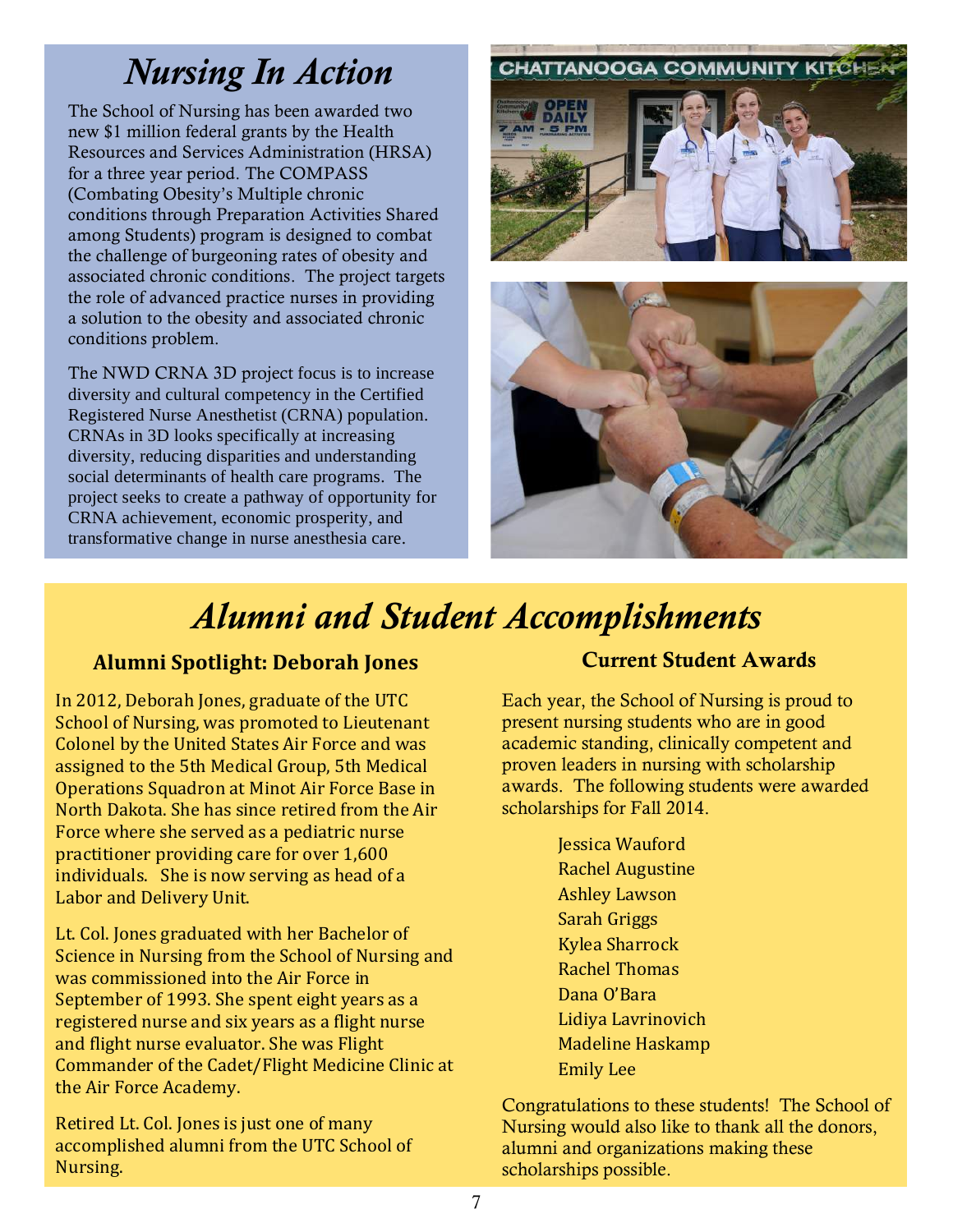# *Nursing In Action*

The School of Nursing has been awarded two new $1 million federal grants by the Health Resources and Services Administration (HRSA) for a three year period. The COMPASS (Combating Obesity's Multiple chronic conditions through Preparation Activities Shared among Students) program is designed to combat the challenge of burgeoning rates of obesity and associated chronic conditions. The project targets the role of advanced practice nurses in providing a solution to the obesity and associated chronic conditions problem.

The NWD CRNA 3D project focus is to increase diversity and cultural competency in the Certified Registered Nurse Anesthetist (CRNA) population. CRNAs in 3D looks specifically at increasing diversity, reducing disparities and understanding social determinants of health care programs. The project seeks to create a pathway of opportunity for CRNA achievement, economic prosperity, and transformative change in nurse anesthesia care.

# *Alumni and Student Accomplishments*

## Alumni Spotlight: Deborah Jones

In 2012, Deborah Jones, graduate of the UTC School of Nursing, was promoted to Lieutenant Colonel by the United States Air Force and was assigned to the 5th Medical Group, 5th Medical Operations Squadron at Minot Air Force Base in North Dakota. She has since retired from the Air Force where she served as a pediatric nurse practitioner providing care for over 1,600 individuals. She is now serving as head of a Labor and Delivery Unit.

Lt. Col. Jones graduated with her Bachelor of Science in Nursing from the School of Nursing and was commissioned into the Air Force in September of 1993. She spent eight years as a registered nurse and six years as a flight nurse and flight nurse evaluator. She was Flight Commander of the Cadet/Flight Medicine Clinic at the Air Force Academy.

Retired Lt. Col. Jones is just one of many accomplished alumni from the UTC School of Nursing.

## Current Student Awards

Each year, the School of Nursing is proud to present nursing students who are in good academic standing, clinically competent and proven leaders in nursing with scholarship awards. The following students were awarded scholarships for Fall 2014.

- Jessica Wauford
- Rachel Augustine
- Ashley Lawson
- Sarah Griggs
- Kylea Sharrock
- Rachel Thomas
- Dana O'Bara
- Lidiya Lavrinovich
- Madeline Haskamp
- Emily Lee

Congratulations to these students! The School of Nursing would also like to thank all the donors, alumni and organizations making these scholarships possible.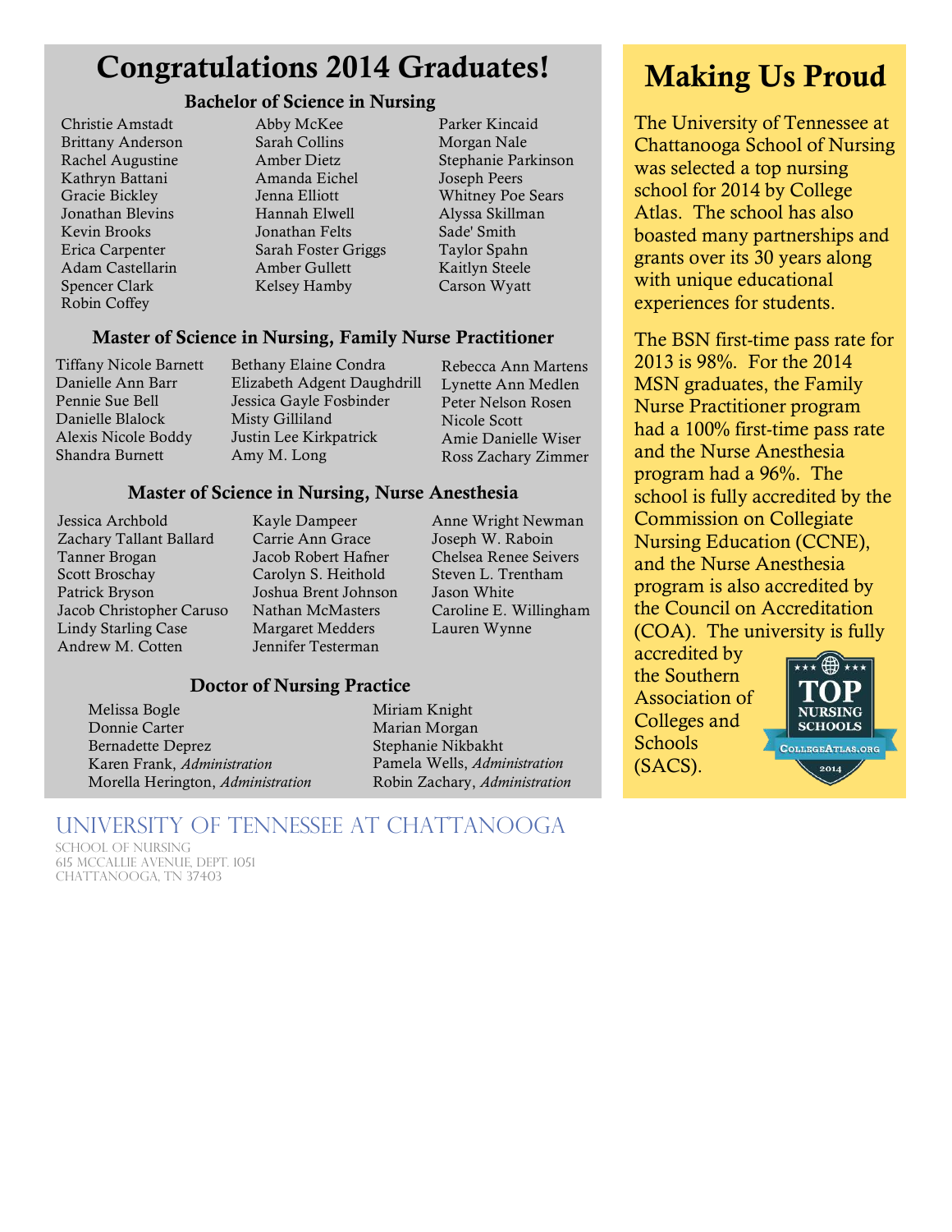# Congratulations 2014 Graduates!

## Bachelor of Science in Nursing

Christie Amstadt
Brittany Anderson
Rachel Augustine
Kathryn Battani
Gracie Bickley
Jonathan Blevins
Kevin Brooks
Erica Carpenter
Adam Castellarin
Spencer Clark
Robin Coffey
Abby McKee
Sarah Collins
Amber Dietz
Amanda Eichel
Jenna Elliott
Hannah Elwell
Jonathan Felts
Sarah Foster Griggs
Amber Gullett
Kelsey Hamby
Parker Kincaid
Morgan Nale
Stephanie Parkinson
Joseph Peers
Whitney Poe Sears
Alyssa Skillman
Sade' Smith
Taylor Spahn
Kaitlyn Steele
Carson Wyatt

## Master of Science in Nursing, Family Nurse Practitioner

Tiffany Nicole Barnett
Danielle Ann Barr
Pennie Sue Bell
Danielle Blalock
Alexis Nicole Boddy
Shandra Burnett
Bethany Elaine Condra
Elizabeth Adgent Daughdrill
Jessica Gayle Fosbinder
Misty Gilliland
Justin Lee Kirkpatrick
Amy M. Long
Rebecca Ann Martens
Lynette Ann Medlen
Peter Nelson Rosen
Nicole Scott
Amie Danielle Wiser
Ross Zachary Zimmer

## Master of Science in Nursing, Nurse Anesthesia

Jessica Archbold
Zachary Tallant Ballard
Tanner Brogan
Scott Broschay
Patrick Bryson
Jacob Christopher Caruso
Lindy Starling Case
Andrew M. Cotten
Kayle Dampeer
Carrie Ann Grace
Jacob Robert Hafner
Carolyn S. Heithold
Joshua Brent Johnson
Nathan McMasters
Margaret Medders
Jennifer Testerman
Anne Wright Newman
Joseph W. Raboin
Chelsea Renee Seivers
Steven L. Trentham
Jason White
Caroline E. Willingham
Lauren Wynne

## Doctor of Nursing Practice

Melissa Bogle
Donnie Carter
Bernadette Deprez
Karen Frank, *Administration*
Morella Herington, *Administration*
Miriam Knight
Marian Morgan
Stephanie Nikbakht
Pamela Wells, *Administration*
Robin Zachary, *Administration*

# Making Us Proud

The University of Tennessee at Chattanooga School of Nursing was selected a top nursing school for 2014 by College Atlas. The school has also boasted many partnerships and grants over its 30 years along with unique educational experiences for students.

The BSN first-time pass rate for 2013 is 98%. For the 2014 MSN graduates, the Family Nurse Practitioner program had a 100% first-time pass rate and the Nurse Anesthesia program had a 96%. The school is fully accredited by the Commission on Collegiate Nursing Education (CCNE), and the Nurse Anesthesia program is also accredited by the Council on Accreditation (COA). The university is fully accredited by the Southern Association of Colleges and Schools (SACS).

TOP NURSING SCHOOLS
CollegeAtlas.org
2014

UNIVERSITY OF TENNESSEE AT CHATTANOOGA
SCHOOL OF NURSING
615 MCCALLIE AVENUE, DEPT. 1051
CHATTANOOGA, TN 37403